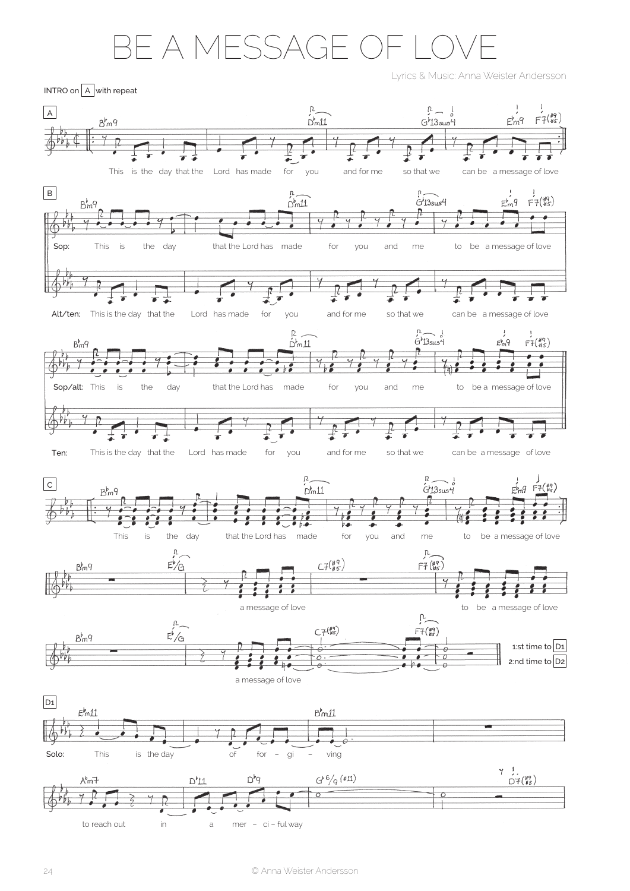# BE A MESSAGE OF LOVE

Lyrics & Music: Anna Weister Andersson

INTRO on A with repeat

**A**

B♭m9 — D♭m11 — G♭13sus4 — E♭m9 F7(♯9/♯5)

This is the day that the Lord has made for you and for me so that we can be a message of love

**B**

Sop: This is the day that the Lord has made for you and me to be a message of love

Alt/ten; This is the day that the Lord has made for you and for me so that we can be a message of love

Sop/alt: This is the day that the Lord has made for you and me to be a message of love

Ten: This is the day that the Lord has made for you and for me so that we can be a message of love

**C**

B♭m9 — D♭m11 — G♭13sus4 — E♭m9 F7(♯9/♯5)

This is the day that the Lord has made for you and me to be a message of love

B♭m9 — E♭/G — C7(♯9/♯5) — F7(♯9/♯5)

a message of love — to be a message of love

B♭m9 — E♭/G — C7(♯9/♯5) — F7(♯9/♯5)

a message of love

1:st time to D1
2:nd time to D2

**D1**

E♭m11 — B♭m11

Solo: This is the day of for – gi – ving

A♭m7 — D♭11 — D♭9 — G♭6/9(♯11) — D♭7(♯9/♯5)

to reach out in a mer – ci – ful way

© Anna Weister Andersson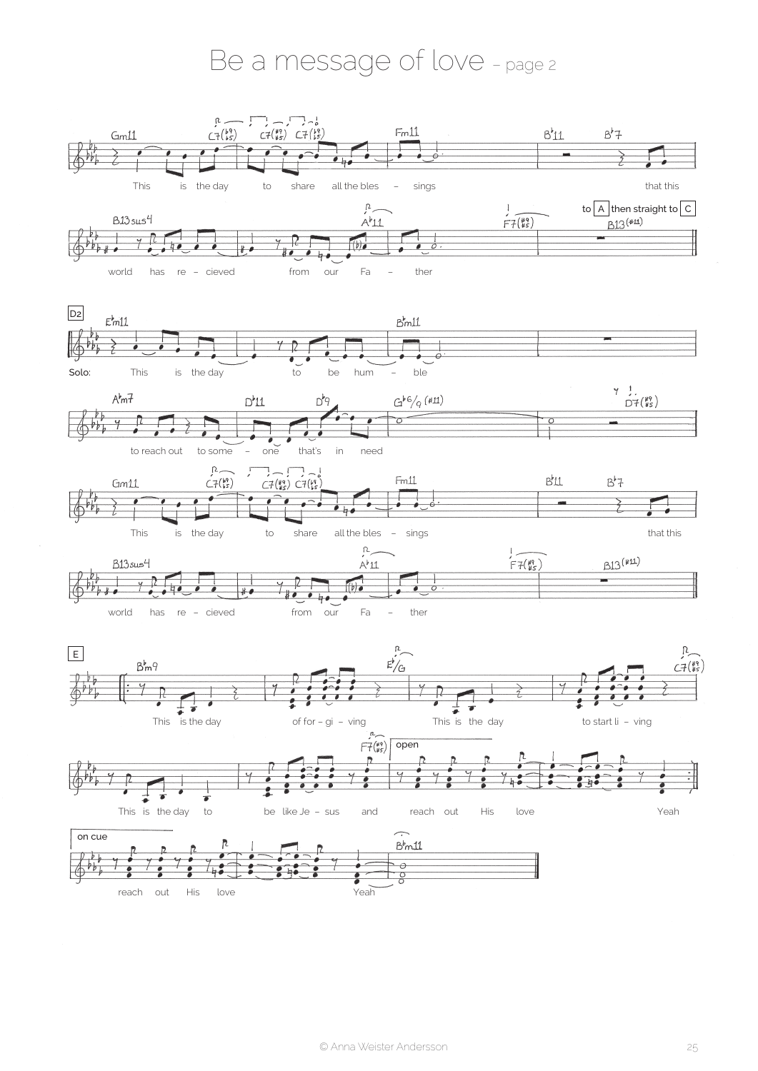# Be a message of love – page 2

Gm11 C7(♭9 ♭5) C7(♯9 ♯5) C7(♭9 ♭5) Fm11 B♭11 B♭7

This is the day to share all the bles – sings that this

B13sus4 A♭11 F7(♯9 ♯5) B13(♯11)

world has re – cieved from our Fa – ther

to A then straight to C

D2

E♭m11 B♭m11

Solo: This is the day to be hum – ble

A♭m7 D♭11 D♭9 G♭6/9 (♯11) D7(♯9 ♯5)

to reach out to some – one that's in need

Gm11 C7(♭9 ♭5) C7(♯9 ♯5) C7(♭9 ♭5) Fm11 B♭11 B♭7

This is the day to share all the bles – sings that this

B13sus4 A♭11 F7(♯9 ♯5) B13(♯11)

world has re – cieved from our Fa – ther

E

B♭m9 E♭/G C7(♯9 ♯5)

This is the day of for – gi – ving This is the day to start li – ving

F7(♯9 ♯5)

This is the day to be like Je – sus and

open

reach out His love Yeah

on cue

B♭m11

reach out His love Yeah